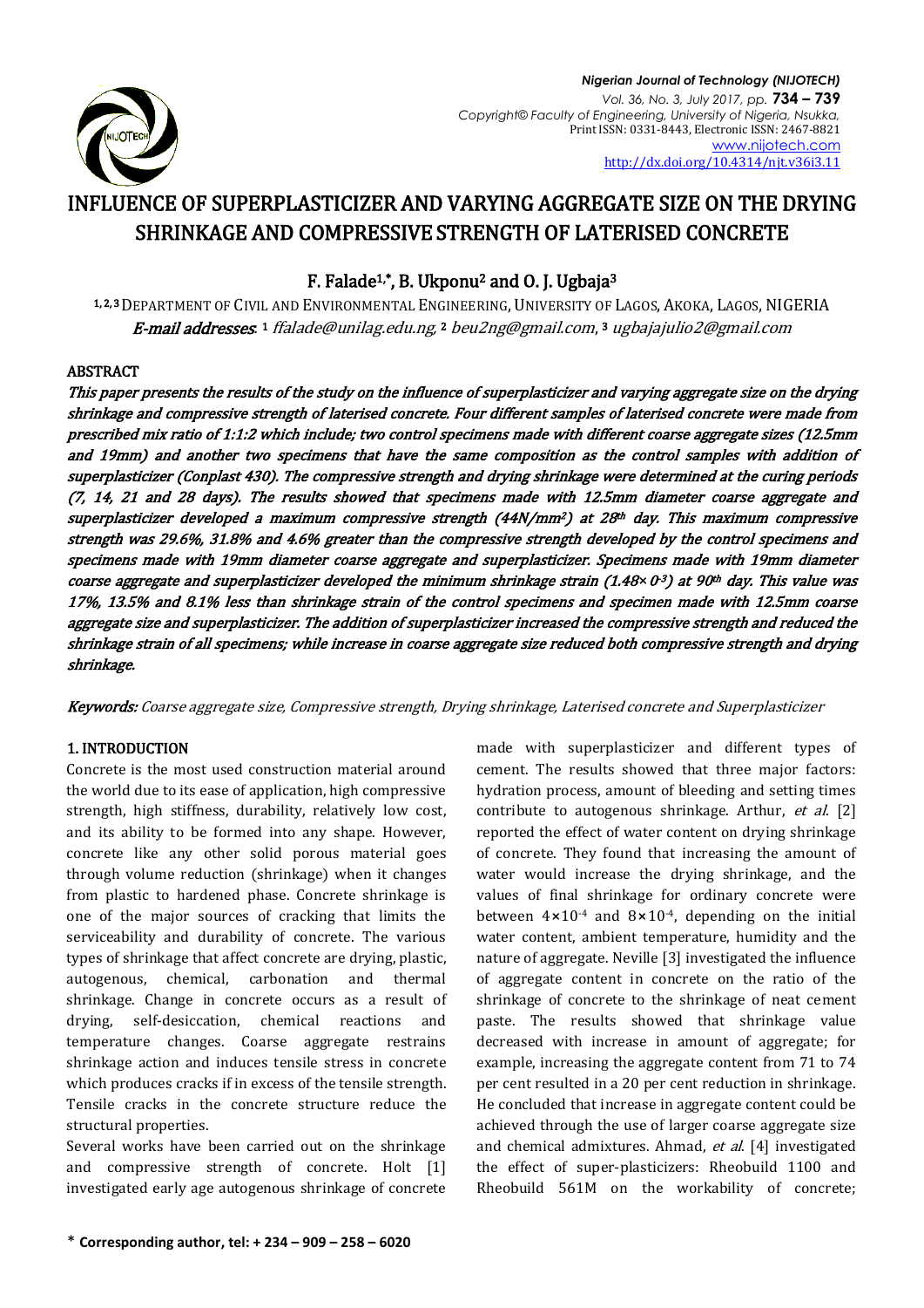# INFLUENCE OF SUPERPLASTICIZER AND VARYING AGGREGATE SIZE ON THE DRYING SHRINKAGE AND COMPRESSIVE STRENGTH OF LATERISED CONCRETE

**F. Falade[1,*], B. Ukponu[2] and O. J. Ugbaja[3]**

[1, 2, 3] DEPARTMENT OF CIVIL AND ENVIRONMENTAL ENGINEERING, UNIVERSITY OF LAGOS, AKOKA, LAGOS, NIGERIA

***E-mail addresses*:** [1] *ffalade@unilag.edu.ng*, [2] *beu2ng@gmail.com*, [3] *ugbajajulio2@gmail.com*

## ABSTRACT

***This paper presents the results of the study on the influence of superplasticizer and varying aggregate size on the drying shrinkage and compressive strength of laterised concrete. Four different samples of laterised concrete were made from prescribed mix ratio of 1:1:2 which include; two control specimens made with different coarse aggregate sizes (12.5mm and 19mm) and another two specimens that have the same composition as the control samples with addition of superplasticizer (Conplast 430). The compressive strength and drying shrinkage were determined at the curing periods (7, 14, 21 and 28 days). The results showed that specimens made with 12.5mm diameter coarse aggregate and superplasticizer developed a maximum compressive strength ($44N/mm^2$) at 28$^{th}$ day. This maximum compressive strength was 29.6%, 31.8% and 4.6% greater than the compressive strength developed by the control specimens and specimens made with 19mm diameter coarse aggregate and superplasticizer. Specimens made with 19mm diameter coarse aggregate and superplasticizer developed the minimum shrinkage strain ($1.48\times 0^{-3}$) at 90$^{th}$ day. This value was 17%, 13.5% and 8.1% less than shrinkage strain of the control specimens and specimen made with 12.5mm coarse aggregate size and superplasticizer. The addition of superplasticizer increased the compressive strength and reduced the shrinkage strain of all specimens; while increase in coarse aggregate size reduced both compressive strength and drying shrinkage.***

***Keywords:*** *Coarse aggregate size, Compressive strength, Drying shrinkage, Laterised concrete and Superplasticizer*

## 1. INTRODUCTION

Concrete is the most used construction material around the world due to its ease of application, high compressive strength, high stiffness, durability, relatively low cost, and its ability to be formed into any shape. However, concrete like any other solid porous material goes through volume reduction (shrinkage) when it changes from plastic to hardened phase. Concrete shrinkage is one of the major sources of cracking that limits the serviceability and durability of concrete. The various types of shrinkage that affect concrete are drying, plastic, autogenous, chemical, carbonation and thermal shrinkage. Change in concrete occurs as a result of drying, self-desiccation, chemical reactions and temperature changes. Coarse aggregate restrains shrinkage action and induces tensile stress in concrete which produces cracks if in excess of the tensile strength. Tensile cracks in the concrete structure reduce the structural properties.

Several works have been carried out on the shrinkage and compressive strength of concrete. Holt [1] investigated early age autogenous shrinkage of concrete made with superplasticizer and different types of cement. The results showed that three major factors: hydration process, amount of bleeding and setting times contribute to autogenous shrinkage. Arthur, *et al.* [2] reported the effect of water content on drying shrinkage of concrete. They found that increasing the amount of water would increase the drying shrinkage, and the values of final shrinkage for ordinary concrete were between $4\times10^{-4}$ and $8\times10^{-4}$, depending on the initial water content, ambient temperature, humidity and the nature of aggregate. Neville [3] investigated the influence of aggregate content in concrete on the ratio of the shrinkage of concrete to the shrinkage of neat cement paste. The results showed that shrinkage value decreased with increase in amount of aggregate; for example, increasing the aggregate content from 71 to 74 per cent resulted in a 20 per cent reduction in shrinkage. He concluded that increase in aggregate content could be achieved through the use of larger coarse aggregate size and chemical admixtures. Ahmad, *et al.* [4] investigated the effect of super-plasticizers: Rheobuild 1100 and Rheobuild 561M on the workability of concrete;

\* **Corresponding author, tel: + 234 – 909 – 258 – 6020**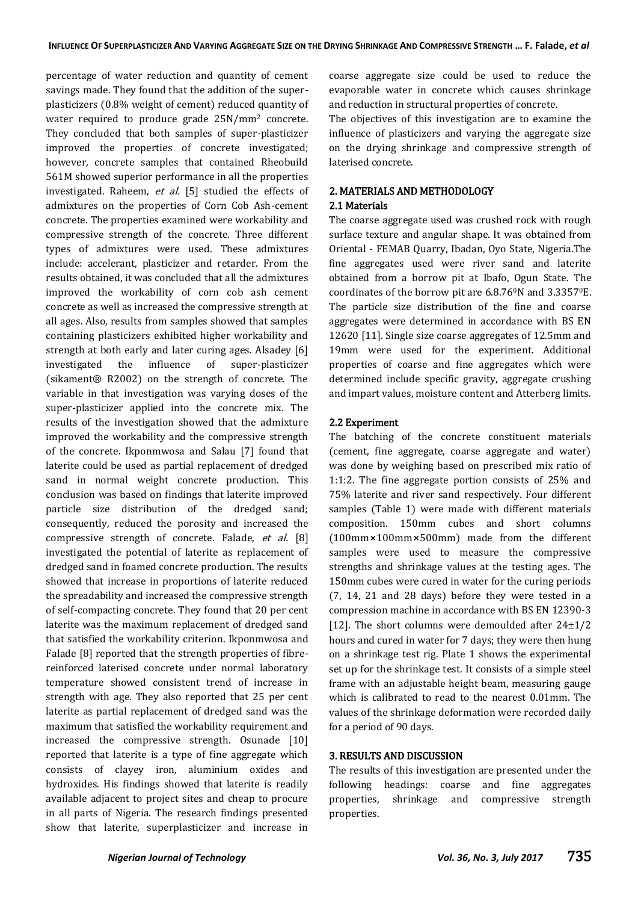percentage of water reduction and quantity of cement savings made. They found that the addition of the super-plasticizers (0.8% weight of cement) reduced quantity of water required to produce grade 25N/mm$^2$ concrete. They concluded that both samples of super-plasticizer improved the properties of concrete investigated; however, concrete samples that contained Rheobuild 561M showed superior performance in all the properties investigated. Raheem, *et al.* [5] studied the effects of admixtures on the properties of Corn Cob Ash-cement concrete. The properties examined were workability and compressive strength of the concrete. Three different types of admixtures were used. These admixtures include: accelerant, plasticizer and retarder. From the results obtained, it was concluded that all the admixtures improved the workability of corn cob ash cement concrete as well as increased the compressive strength at all ages. Also, results from samples showed that samples containing plasticizers exhibited higher workability and strength at both early and later curing ages. Alsadey [6] investigated the influence of super-plasticizer (sikament® R2002) on the strength of concrete. The variable in that investigation was varying doses of the super-plasticizer applied into the concrete mix. The results of the investigation showed that the admixture improved the workability and the compressive strength of the concrete. Ikponmwosa and Salau [7] found that laterite could be used as partial replacement of dredged sand in normal weight concrete production. This conclusion was based on findings that laterite improved particle size distribution of the dredged sand; consequently, reduced the porosity and increased the compressive strength of concrete. Falade, *et al.* [8] investigated the potential of laterite as replacement of dredged sand in foamed concrete production. The results showed that increase in proportions of laterite reduced the spreadability and increased the compressive strength of self-compacting concrete. They found that 20 per cent laterite was the maximum replacement of dredged sand that satisfied the workability criterion. Ikponmwosa and Falade [8] reported that the strength properties of fibre-reinforced laterised concrete under normal laboratory temperature showed consistent trend of increase in strength with age. They also reported that 25 per cent laterite as partial replacement of dredged sand was the maximum that satisfied the workability requirement and increased the compressive strength. Osunade [10] reported that laterite is a type of fine aggregate which consists of clayey iron, aluminium oxides and hydroxides. His findings showed that laterite is readily available adjacent to project sites and cheap to procure in all parts of Nigeria. The research findings presented show that laterite, superplasticizer and increase in coarse aggregate size could be used to reduce the evaporable water in concrete which causes shrinkage and reduction in structural properties of concrete.

The objectives of this investigation are to examine the influence of plasticizers and varying the aggregate size on the drying shrinkage and compressive strength of laterised concrete.

## 2. MATERIALS AND METHODOLOGY

### 2.1 Materials

The coarse aggregate used was crushed rock with rough surface texture and angular shape. It was obtained from Oriental - FEMAB Quarry, Ibadan, Oyo State, Nigeria.The fine aggregates used were river sand and laterite obtained from a borrow pit at Ibafo, Ogun State. The coordinates of the borrow pit are 6.8.76$^0$N and 3.3357$^0$E. The particle size distribution of the fine and coarse aggregates were determined in accordance with BS EN 12620 [11]. Single size coarse aggregates of 12.5mm and 19mm were used for the experiment. Additional properties of coarse and fine aggregates which were determined include specific gravity, aggregate crushing and impart values, moisture content and Atterberg limits.

### 2.2 Experiment

The batching of the concrete constituent materials (cement, fine aggregate, coarse aggregate and water) was done by weighing based on prescribed mix ratio of 1:1:2. The fine aggregate portion consists of 25% and 75% laterite and river sand respectively. Four different samples (Table 1) were made with different materials composition. 150mm cubes and short columns (100mm×100mm×500mm) made from the different samples were used to measure the compressive strengths and shrinkage values at the testing ages. The 150mm cubes were cured in water for the curing periods (7, 14, 21 and 28 days) before they were tested in a compression machine in accordance with BS EN 12390-3 [12]. The short columns were demoulded after 24±1/2 hours and cured in water for 7 days; they were then hung on a shrinkage test rig. Plate 1 shows the experimental set up for the shrinkage test. It consists of a simple steel frame with an adjustable height beam, measuring gauge which is calibrated to read to the nearest 0.01mm. The values of the shrinkage deformation were recorded daily for a period of 90 days.

## 3. RESULTS AND DISCUSSION

The results of this investigation are presented under the following headings: coarse and fine aggregates properties, shrinkage and compressive strength properties.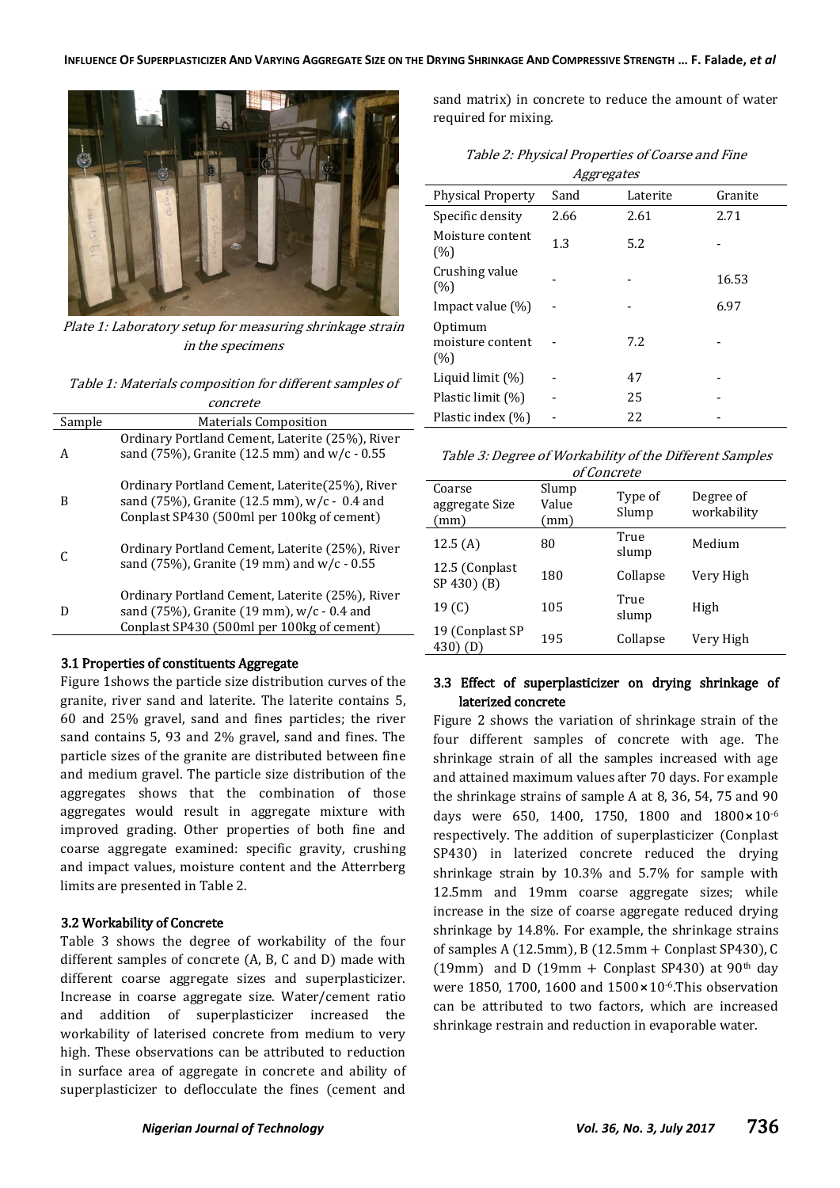Plate 1: Laboratory setup for measuring shrinkage strain in the specimens

Table 1: Materials composition for different samples of concrete

| Sample | Materials Composition |
|---|---|
| A | Ordinary Portland Cement, Laterite (25%), River sand (75%), Granite (12.5 mm) and w/c - 0.55 |
| B | Ordinary Portland Cement, Laterite(25%), River sand (75%), Granite (12.5 mm), w/c - 0.4 and Conplast SP430 (500ml per 100kg of cement) |
| C | Ordinary Portland Cement, Laterite (25%), River sand (75%), Granite (19 mm) and w/c - 0.55 |
| D | Ordinary Portland Cement, Laterite (25%), River sand (75%), Granite (19 mm), w/c - 0.4 and Conplast SP430 (500ml per 100kg of cement) |

### 3.1 Properties of constituents Aggregate

Figure 1shows the particle size distribution curves of the granite, river sand and laterite. The laterite contains 5, 60 and 25% gravel, sand and fines particles; the river sand contains 5, 93 and 2% gravel, sand and fines. The particle sizes of the granite are distributed between fine and medium gravel. The particle size distribution of the aggregates shows that the combination of those aggregates would result in aggregate mixture with improved grading. Other properties of both fine and coarse aggregate examined: specific gravity, crushing and impact values, moisture content and the Atterrberg limits are presented in Table 2.

### 3.2 Workability of Concrete

Table 3 shows the degree of workability of the four different samples of concrete (A, B, C and D) made with different coarse aggregate sizes and superplasticizer. Increase in coarse aggregate size. Water/cement ratio and addition of superplasticizer increased the workability of laterised concrete from medium to very high. These observations can be attributed to reduction in surface area of aggregate in concrete and ability of superplasticizer to deflocculate the fines (cement and sand matrix) in concrete to reduce the amount of water required for mixing.

Table 2: Physical Properties of Coarse and Fine Aggregates

| Physical Property | Sand | Laterite | Granite |
|---|---|---|---|
| Specific density | 2.66 | 2.61 | 2.71 |
| Moisture content (%) | 1.3 | 5.2 | - |
| Crushing value (%) | - | - | 16.53 |
| Impact value (%) | - | - | 6.97 |
| Optimum moisture content (%) | - | 7.2 | - |
| Liquid limit (%) | - | 47 | - |
| Plastic limit (%) | - | 25 | - |
| Plastic index (%) | - | 22 | - |

Table 3: Degree of Workability of the Different Samples of Concrete

| Coarse aggregate Size (mm) | Slump Value (mm) | Type of Slump | Degree of workability |
|---|---|---|---|
| 12.5 (A) | 80 | True slump | Medium |
| 12.5 (Conplast SP 430) (B) | 180 | Collapse | Very High |
| 19 (C) | 105 | True slump | High |
| 19 (Conplast SP 430) (D) | 195 | Collapse | Very High |

### 3.3 Effect of superplasticizer on drying shrinkage of laterized concrete

Figure 2 shows the variation of shrinkage strain of the four different samples of concrete with age. The shrinkage strain of all the samples increased with age and attained maximum values after 70 days. For example the shrinkage strains of sample A at 8, 36, 54, 75 and 90 days were 650, 1400, 1750, 1800 and $1800\times10^{-6}$ respectively. The addition of superplasticizer (Conplast SP430) in laterized concrete reduced the drying shrinkage strain by 10.3% and 5.7% for sample with 12.5mm and 19mm coarse aggregate sizes; while increase in the size of coarse aggregate reduced drying shrinkage by 14.8%. For example, the shrinkage strains of samples A (12.5mm), B (12.5mm + Conplast SP430), C (19mm) and D (19mm + Conplast SP430) at 90th day were 1850, 1700, 1600 and $1500\times10^{-6}$.This observation can be attributed to two factors, which are increased shrinkage restrain and reduction in evaporable water.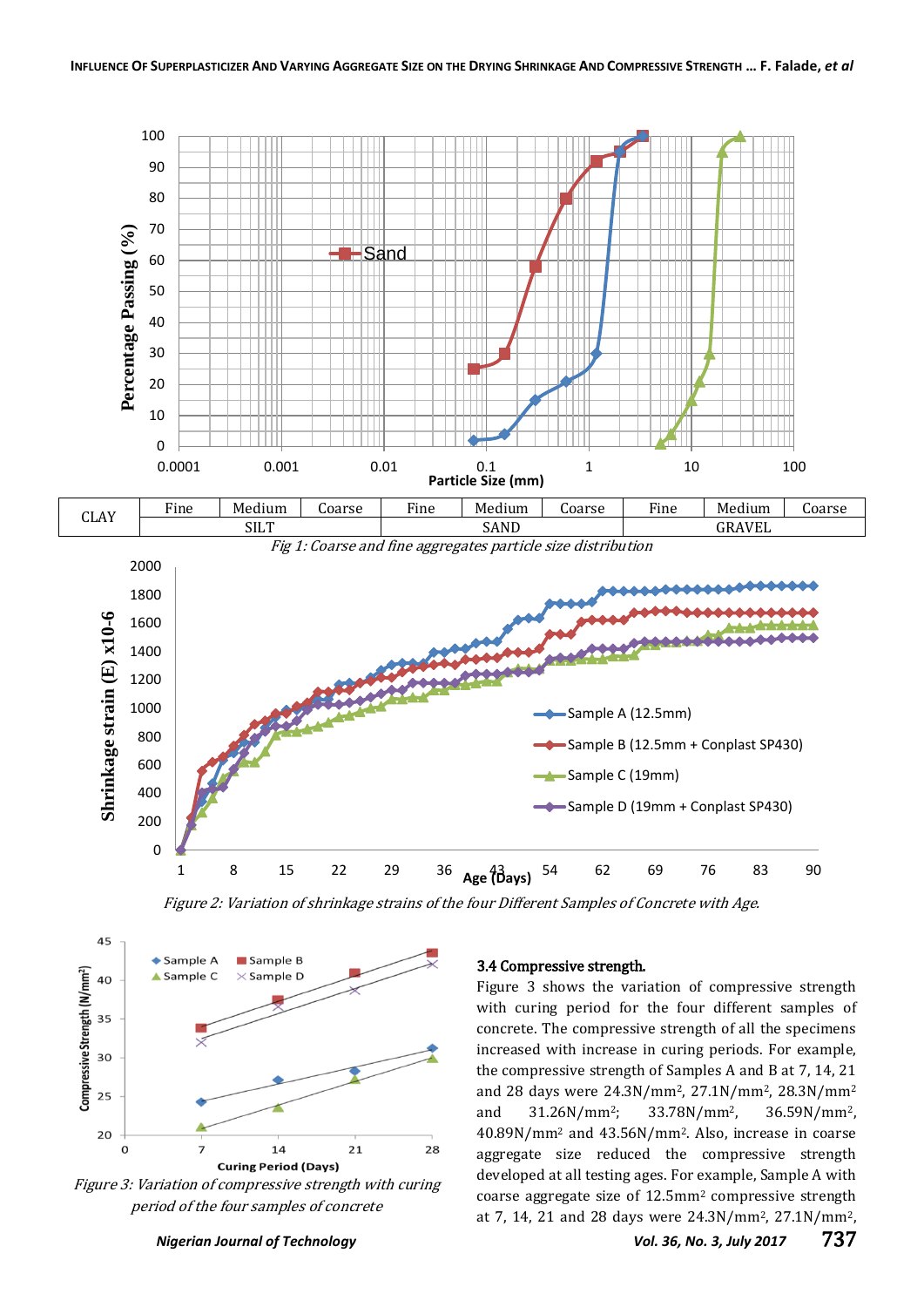| CLAY | Fine | Medium | Coarse | Fine | Medium | Coarse | Fine | Medium | Coarse |
|---|---|---|---|---|---|---|---|---|---|
| | SILT | | | SAND | | | GRAVEL | | |

*Fig 1: Coarse and fine aggregates particle size distribution*

*Figure 2: Variation of shrinkage strains of the four Different Samples of Concrete with Age.*

*Figure 3: Variation of compressive strength with curing period of the four samples of concrete*

### 3.4 Compressive strength.

Figure 3 shows the variation of compressive strength with curing period for the four different samples of concrete. The compressive strength of all the specimens increased with increase in curing periods. For example, the compressive strength of Samples A and B at 7, 14, 21 and 28 days were 24.3N/mm², 27.1N/mm², 28.3N/mm² and 31.26N/mm²; 33.78N/mm², 36.59N/mm², 40.89N/mm² and 43.56N/mm². Also, increase in coarse aggregate size reduced the compressive strength developed at all testing ages. For example, Sample A with coarse aggregate size of 12.5mm² compressive strength at 7, 14, 21 and 28 days were 24.3N/mm², 27.1N/mm²,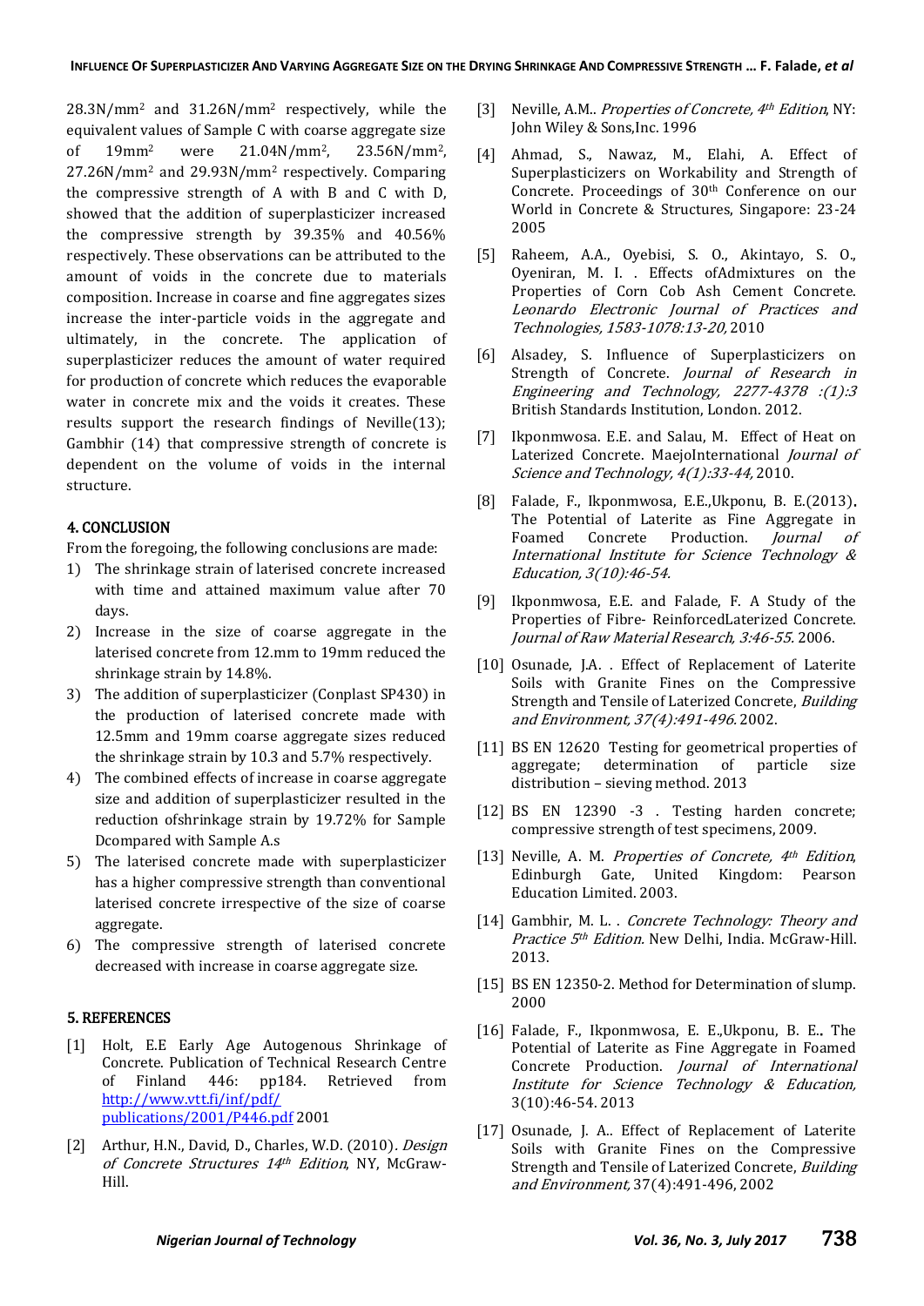28.3N/mm$^2$ and 31.26N/mm$^2$ respectively, while the equivalent values of Sample C with coarse aggregate size of 19mm$^2$ were 21.04N/mm$^2$, 23.56N/mm$^2$, 27.26N/mm$^2$ and 29.93N/mm$^2$ respectively. Comparing the compressive strength of A with B and C with D, showed that the addition of superplasticizer increased the compressive strength by 39.35% and 40.56% respectively. These observations can be attributed to the amount of voids in the concrete due to materials composition. Increase in coarse and fine aggregates sizes increase the inter-particle voids in the aggregate and ultimately, in the concrete. The application of superplasticizer reduces the amount of water required for production of concrete which reduces the evaporable water in concrete mix and the voids it creates. These results support the research findings of Neville(13); Gambhir (14) that compressive strength of concrete is dependent on the volume of voids in the internal structure.

## 4. CONCLUSION

From the foregoing, the following conclusions are made:

1) The shrinkage strain of laterised concrete increased with time and attained maximum value after 70 days.
2) Increase in the size of coarse aggregate in the laterised concrete from 12.mm to 19mm reduced the shrinkage strain by 14.8%.
3) The addition of superplasticizer (Conplast SP430) in the production of laterised concrete made with 12.5mm and 19mm coarse aggregate sizes reduced the shrinkage strain by 10.3 and 5.7% respectively.
4) The combined effects of increase in coarse aggregate size and addition of superplasticizer resulted in the reduction ofshrinkage strain by 19.72% for Sample Dcompared with Sample A.s
5) The laterised concrete made with superplasticizer has a higher compressive strength than conventional laterised concrete irrespective of the size of coarse aggregate.
6) The compressive strength of laterised concrete decreased with increase in coarse aggregate size.

## 5. REFERENCES

[1] Holt, E.E Early Age Autogenous Shrinkage of Concrete. Publication of Technical Research Centre of Finland 446: pp184. Retrieved from http://www.vtt.fi/inf/pdf/publications/2001/P446.pdf 2001

[2] Arthur, H.N., David, D., Charles, W.D. (2010). *Design of Concrete Structures 14th Edition*, NY, McGraw-Hill.

[3] Neville, A.M.. *Properties of Concrete, 4th Edition*, NY: John Wiley & Sons,Inc. 1996

[4] Ahmad, S., Nawaz, M., Elahi, A. Effect of Superplasticizers on Workability and Strength of Concrete. Proceedings of 30th Conference on our World in Concrete & Structures, Singapore: 23-24 2005

[5] Raheem, A.A., Oyebisi, S. O., Akintayo, S. O., Oyeniran, M. I. . Effects ofAdmixtures on the Properties of Corn Cob Ash Cement Concrete. *Leonardo Electronic Journal of Practices and Technologies, 1583-1078:13-20,* 2010

[6] Alsadey, S. Influence of Superplasticizers on Strength of Concrete. *Journal of Research in Engineering and Technology, 2277-4378 :(1):3* British Standards Institution, London. 2012.

[7] Ikponmwosa. E.E. and Salau, M. Effect of Heat on Laterized Concrete. MaejoInternational *Journal of Science and Technology, 4(1):33-44,* 2010.

[8] Falade, F., Ikponmwosa, E.E.,Ukponu, B. E.(2013). The Potential of Laterite as Fine Aggregate in Foamed Concrete Production. *Journal of International Institute for Science Technology & Education, 3(10):46-54.*

[9] Ikponmwosa, E.E. and Falade, F. A Study of the Properties of Fibre- ReinforcedLaterized Concrete. *Journal of Raw Material Research, 3:46-55.* 2006.

[10] Osunade, J.A. . Effect of Replacement of Laterite Soils with Granite Fines on the Compressive Strength and Tensile of Laterized Concrete, *Building and Environment, 37(4):491-496.* 2002.

[11] BS EN 12620 Testing for geometrical properties of aggregate; determination of particle size distribution – sieving method. 2013

[12] BS EN 12390 -3 . Testing harden concrete; compressive strength of test specimens, 2009.

[13] Neville, A. M. *Properties of Concrete, 4th Edition*, Edinburgh Gate, United Kingdom: Pearson Education Limited. 2003.

[14] Gambhir, M. L. . *Concrete Technology: Theory and Practice 5th Edition.* New Delhi, India. McGraw-Hill. 2013.

[15] BS EN 12350-2. Method for Determination of slump. 2000

[16] Falade, F., Ikponmwosa, E. E.,Ukponu, B. E.. The Potential of Laterite as Fine Aggregate in Foamed Concrete Production. *Journal of International Institute for Science Technology & Education,* 3(10):46-54. 2013

[17] Osunade, J. A.. Effect of Replacement of Laterite Soils with Granite Fines on the Compressive Strength and Tensile of Laterized Concrete, *Building and Environment,* 37(4):491-496, 2002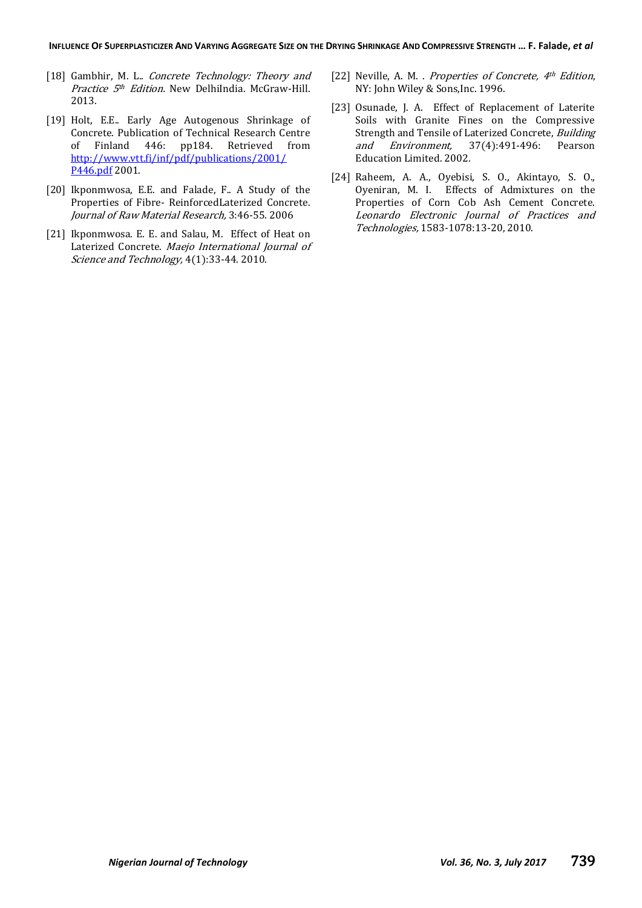[18] Gambhir, M. L.. *Concrete Technology: Theory and Practice 5th Edition.* New DelhiIndia. McGraw-Hill. 2013.

[19] Holt, E.E.. Early Age Autogenous Shrinkage of Concrete. Publication of Technical Research Centre of Finland 446: pp184. Retrieved from http://www.vtt.fi/inf/pdf/publications/2001/P446.pdf 2001.

[20] Ikponmwosa, E.E. and Falade, F.. A Study of the Properties of Fibre- ReinforcedLaterized Concrete. *Journal of Raw Material Research,* 3:46-55. 2006

[21] Ikponmwosa. E. E. and Salau, M. Effect of Heat on Laterized Concrete. *Maejo International Journal of Science and Technology,* 4(1):33-44. 2010.

[22] Neville, A. M. . *Properties of Concrete, 4th Edition*, NY: John Wiley & Sons,Inc. 1996.

[23] Osunade, J. A. Effect of Replacement of Laterite Soils with Granite Fines on the Compressive Strength and Tensile of Laterized Concrete, *Building and Environment,* 37(4):491-496: Pearson Education Limited. 2002.

[24] Raheem, A. A., Oyebisi, S. O., Akintayo, S. O., Oyeniran, M. I. Effects of Admixtures on the Properties of Corn Cob Ash Cement Concrete. *Leonardo Electronic Journal of Practices and Technologies,* 1583-1078:13-20, 2010.